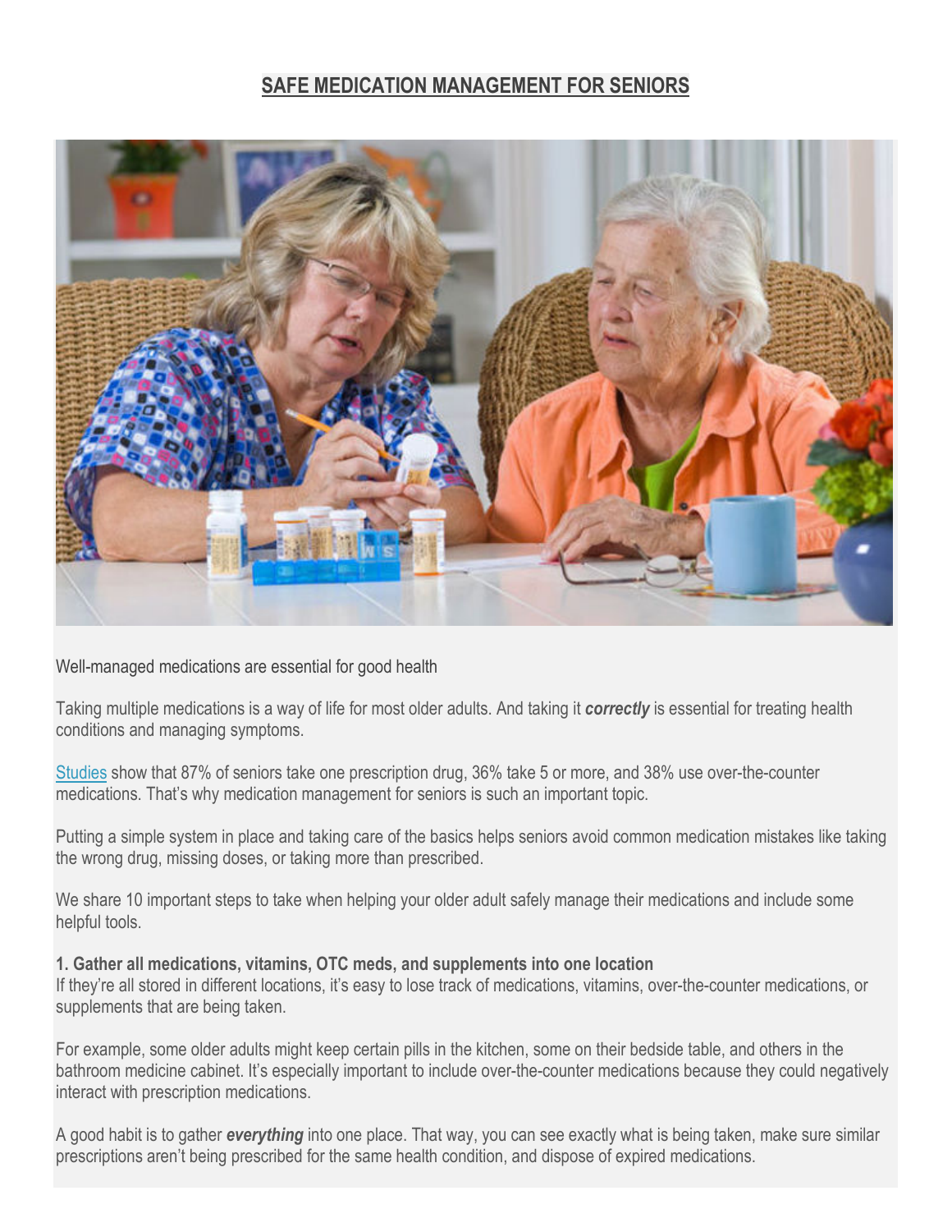# SAFE MEDICATION MANAGEMENT FOR SENIORS

Well-managed medications are essential for good health

Taking multiple medications is a way of life for most older adults. And taking it ***correctly*** is essential for treating health conditions and managing symptoms.

Studies show that 87% of seniors take one prescription drug, 36% take 5 or more, and 38% use over-the-counter medications. That's why medication management for seniors is such an important topic.

Putting a simple system in place and taking care of the basics helps seniors avoid common medication mistakes like taking the wrong drug, missing doses, or taking more than prescribed.

We share 10 important steps to take when helping your older adult safely manage their medications and include some helpful tools.

**1. Gather all medications, vitamins, OTC meds, and supplements into one location**

If they're all stored in different locations, it's easy to lose track of medications, vitamins, over-the-counter medications, or supplements that are being taken.

For example, some older adults might keep certain pills in the kitchen, some on their bedside table, and others in the bathroom medicine cabinet. It's especially important to include over-the-counter medications because they could negatively interact with prescription medications.

A good habit is to gather ***everything*** into one place. That way, you can see exactly what is being taken, make sure similar prescriptions aren't being prescribed for the same health condition, and dispose of expired medications.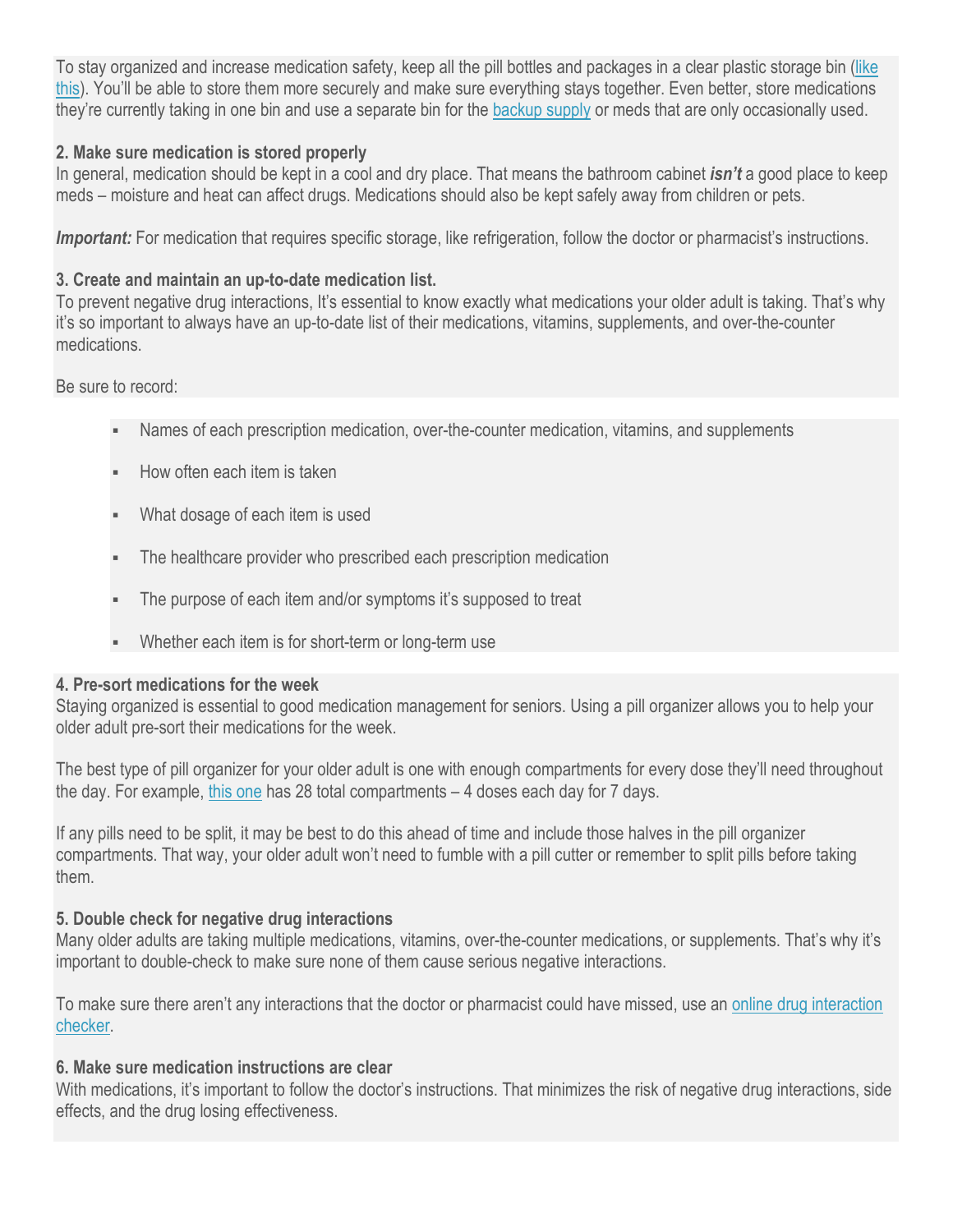To stay organized and increase medication safety, keep all the pill bottles and packages in a clear plastic storage bin (like this). You'll be able to store them more securely and make sure everything stays together. Even better, store medications they're currently taking in one bin and use a separate bin for the backup supply or meds that are only occasionally used.

**2. Make sure medication is stored properly**

In general, medication should be kept in a cool and dry place. That means the bathroom cabinet ***isn't*** a good place to keep meds – moisture and heat can affect drugs. Medications should also be kept safely away from children or pets.

***Important:*** For medication that requires specific storage, like refrigeration, follow the doctor or pharmacist's instructions.

**3. Create and maintain an up-to-date medication list.**

To prevent negative drug interactions, It's essential to know exactly what medications your older adult is taking. That's why it's so important to always have an up-to-date list of their medications, vitamins, supplements, and over-the-counter medications.

Be sure to record:

- Names of each prescription medication, over-the-counter medication, vitamins, and supplements
- How often each item is taken
- What dosage of each item is used
- The healthcare provider who prescribed each prescription medication
- The purpose of each item and/or symptoms it's supposed to treat
- Whether each item is for short-term or long-term use

**4. Pre-sort medications for the week**

Staying organized is essential to good medication management for seniors. Using a pill organizer allows you to help your older adult pre-sort their medications for the week.

The best type of pill organizer for your older adult is one with enough compartments for every dose they'll need throughout the day. For example, this one has 28 total compartments – 4 doses each day for 7 days.

If any pills need to be split, it may be best to do this ahead of time and include those halves in the pill organizer compartments. That way, your older adult won't need to fumble with a pill cutter or remember to split pills before taking them.

**5. Double check for negative drug interactions**

Many older adults are taking multiple medications, vitamins, over-the-counter medications, or supplements. That's why it's important to double-check to make sure none of them cause serious negative interactions.

To make sure there aren't any interactions that the doctor or pharmacist could have missed, use an online drug interaction checker.

**6. Make sure medication instructions are clear**

With medications, it's important to follow the doctor's instructions. That minimizes the risk of negative drug interactions, side effects, and the drug losing effectiveness.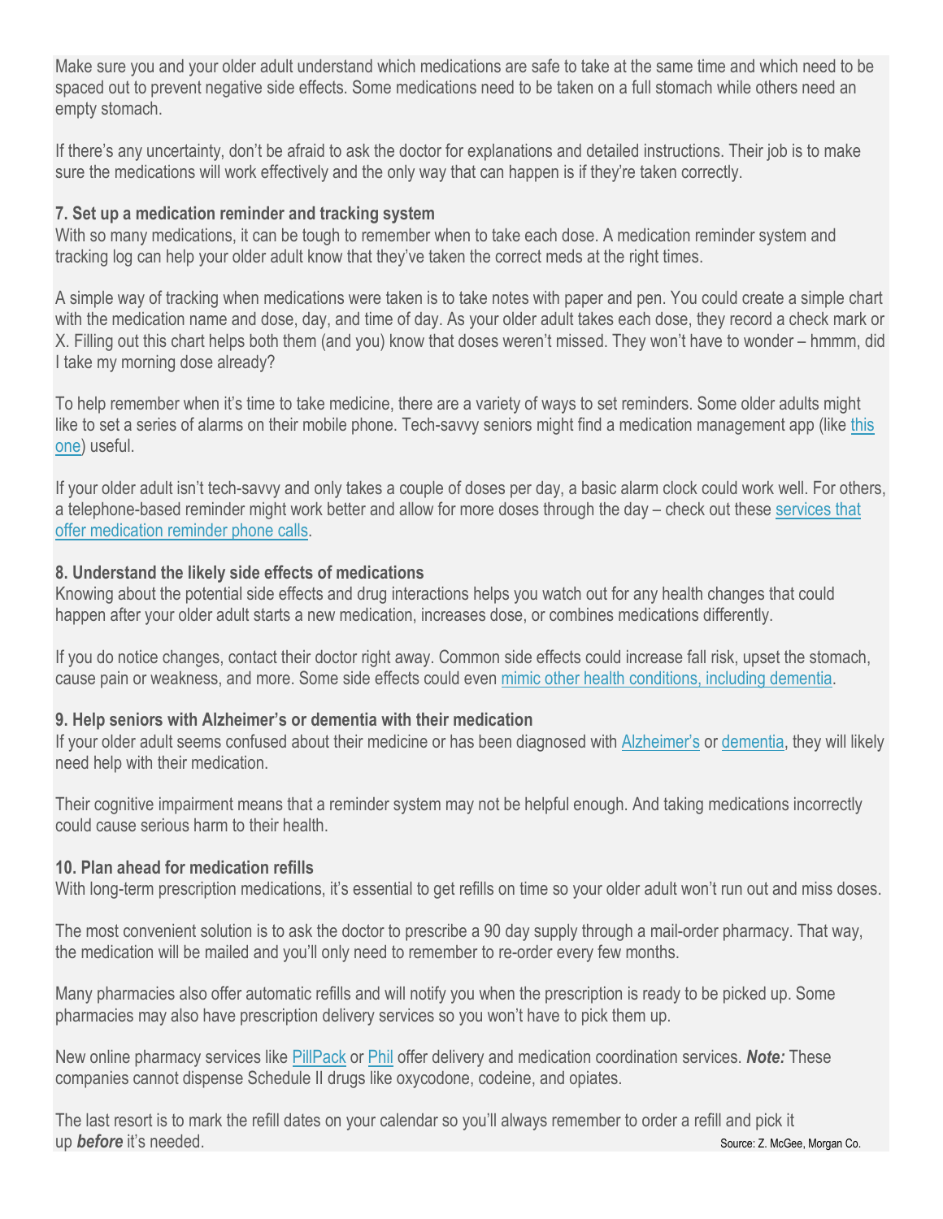Make sure you and your older adult understand which medications are safe to take at the same time and which need to be spaced out to prevent negative side effects. Some medications need to be taken on a full stomach while others need an empty stomach.

If there's any uncertainty, don't be afraid to ask the doctor for explanations and detailed instructions. Their job is to make sure the medications will work effectively and the only way that can happen is if they're taken correctly.

**7. Set up a medication reminder and tracking system**

With so many medications, it can be tough to remember when to take each dose. A medication reminder system and tracking log can help your older adult know that they've taken the correct meds at the right times.

A simple way of tracking when medications were taken is to take notes with paper and pen. You could create a simple chart with the medication name and dose, day, and time of day. As your older adult takes each dose, they record a check mark or X. Filling out this chart helps both them (and you) know that doses weren't missed. They won't have to wonder – hmmm, did I take my morning dose already?

To help remember when it's time to take medicine, there are a variety of ways to set reminders. Some older adults might like to set a series of alarms on their mobile phone. Tech-savvy seniors might find a medication management app (like this one) useful.

If your older adult isn't tech-savvy and only takes a couple of doses per day, a basic alarm clock could work well. For others, a telephone-based reminder might work better and allow for more doses through the day – check out these services that offer medication reminder phone calls.

**8. Understand the likely side effects of medications**

Knowing about the potential side effects and drug interactions helps you watch out for any health changes that could happen after your older adult starts a new medication, increases dose, or combines medications differently.

If you do notice changes, contact their doctor right away. Common side effects could increase fall risk, upset the stomach, cause pain or weakness, and more. Some side effects could even mimic other health conditions, including dementia.

**9. Help seniors with Alzheimer's or dementia with their medication**

If your older adult seems confused about their medicine or has been diagnosed with Alzheimer's or dementia, they will likely need help with their medication.

Their cognitive impairment means that a reminder system may not be helpful enough. And taking medications incorrectly could cause serious harm to their health.

**10. Plan ahead for medication refills**

With long-term prescription medications, it's essential to get refills on time so your older adult won't run out and miss doses.

The most convenient solution is to ask the doctor to prescribe a 90 day supply through a mail-order pharmacy. That way, the medication will be mailed and you'll only need to remember to re-order every few months.

Many pharmacies also offer automatic refills and will notify you when the prescription is ready to be picked up. Some pharmacies may also have prescription delivery services so you won't have to pick them up.

New online pharmacy services like PillPack or Phil offer delivery and medication coordination services. ***Note:*** These companies cannot dispense Schedule II drugs like oxycodone, codeine, and opiates.

The last resort is to mark the refill dates on your calendar so you'll always remember to order a refill and pick it up ***before*** it's needed.

Source: Z. McGee, Morgan Co.